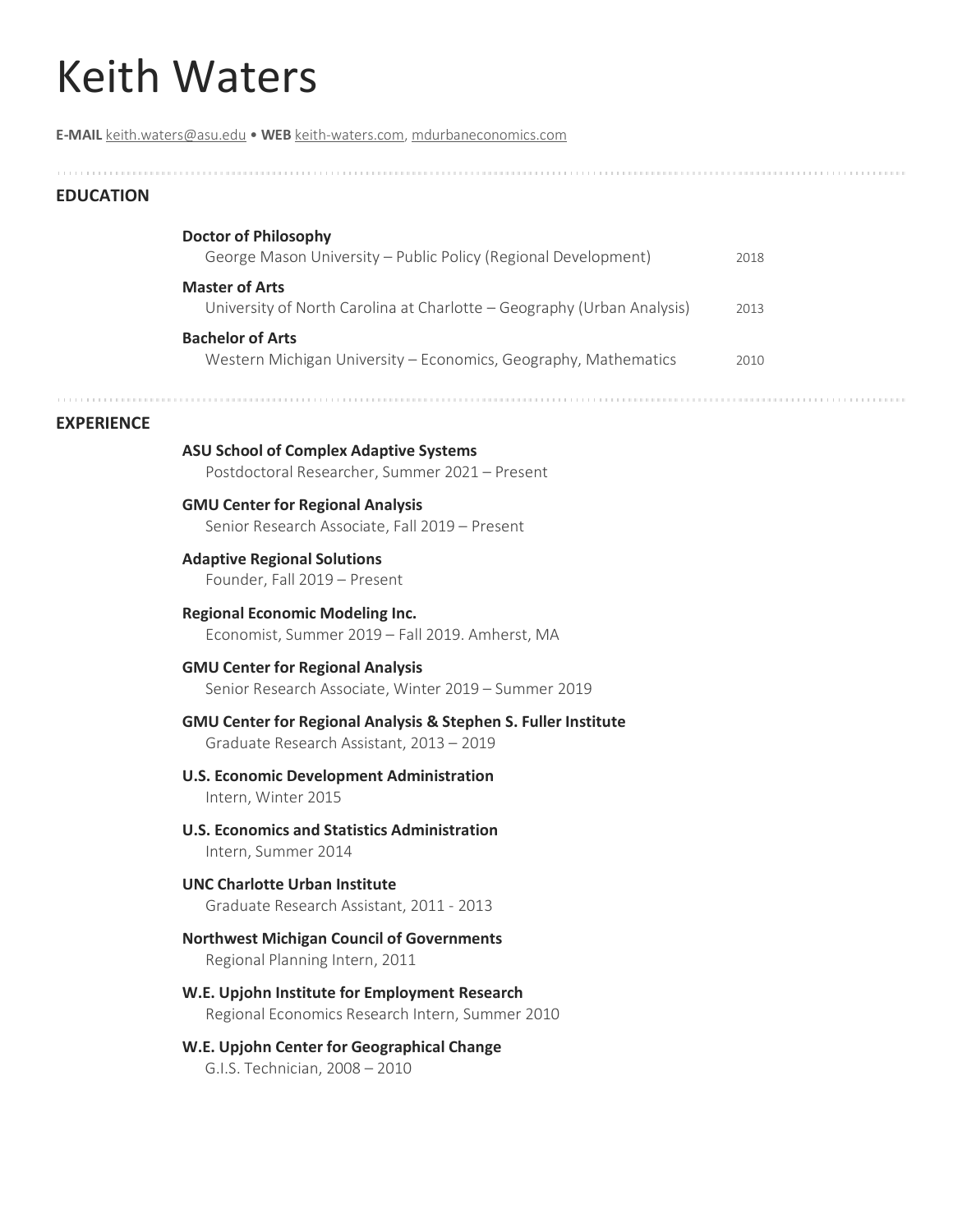# Keith Waters

**E-MAIL** keith.waters@asu.edu • **WEB** keith-waters.com, mdurbaneconomics.com

## EDUCATION

**Doctor of Philosophy**
George Mason University – Public Policy (Regional Development) 2018

**Master of Arts**
University of North Carolina at Charlotte – Geography (Urban Analysis) 2013

**Bachelor of Arts**
Western Michigan University – Economics, Geography, Mathematics 2010

## EXPERIENCE

**ASU School of Complex Adaptive Systems**
Postdoctoral Researcher, Summer 2021 – Present

**GMU Center for Regional Analysis**
Senior Research Associate, Fall 2019 – Present

**Adaptive Regional Solutions**
Founder, Fall 2019 – Present

**Regional Economic Modeling Inc.**
Economist, Summer 2019 – Fall 2019. Amherst, MA

**GMU Center for Regional Analysis**
Senior Research Associate, Winter 2019 – Summer 2019

**GMU Center for Regional Analysis & Stephen S. Fuller Institute**
Graduate Research Assistant, 2013 – 2019

**U.S. Economic Development Administration**
Intern, Winter 2015

**U.S. Economics and Statistics Administration**
Intern, Summer 2014

**UNC Charlotte Urban Institute**
Graduate Research Assistant, 2011 - 2013

**Northwest Michigan Council of Governments**
Regional Planning Intern, 2011

**W.E. Upjohn Institute for Employment Research**
Regional Economics Research Intern, Summer 2010

**W.E. Upjohn Center for Geographical Change**
G.I.S. Technician, 2008 – 2010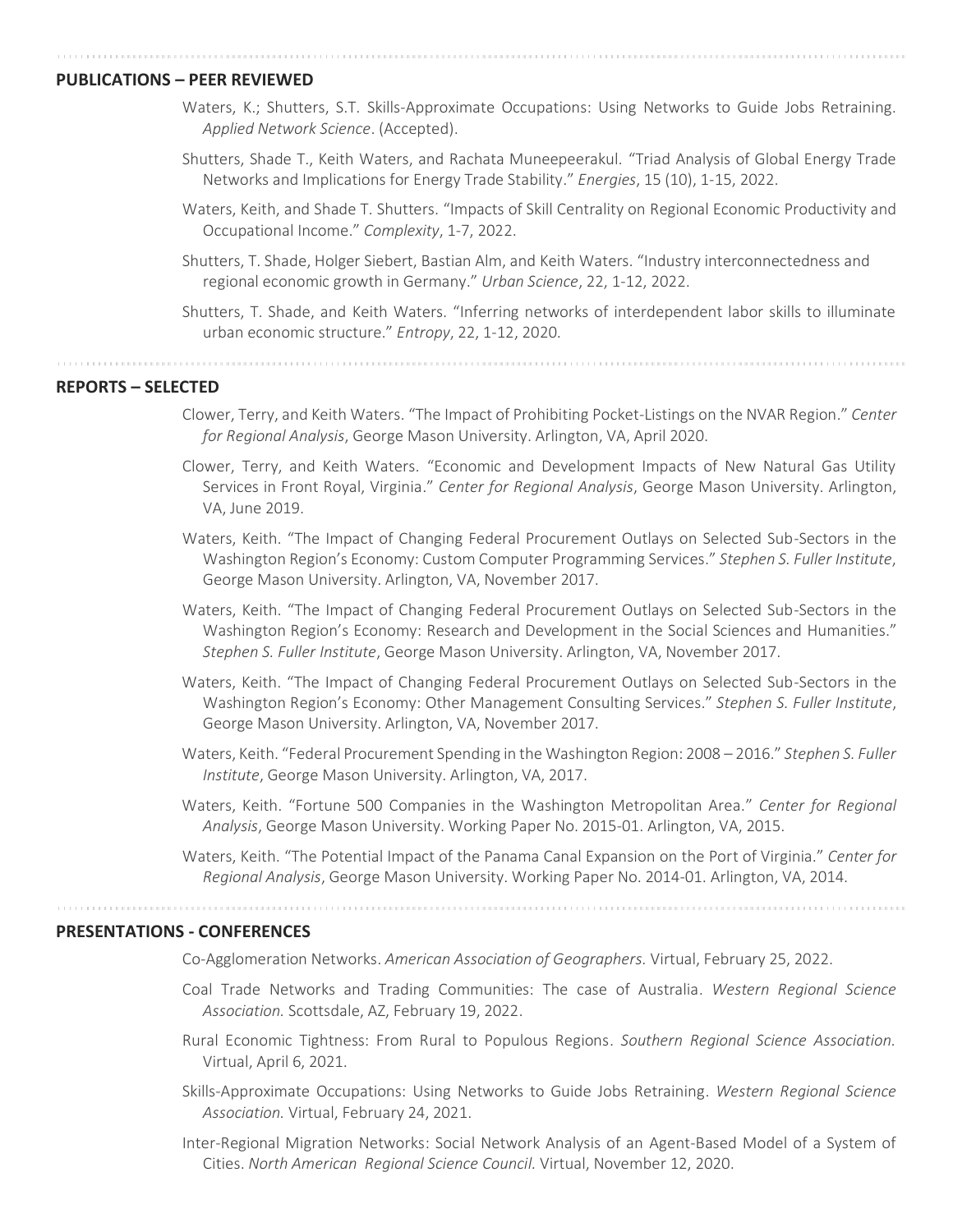## PUBLICATIONS – PEER REVIEWED

Waters, K.; Shutters, S.T. Skills-Approximate Occupations: Using Networks to Guide Jobs Retraining. *Applied Network Science*. (Accepted).

Shutters, Shade T., Keith Waters, and Rachata Muneepeerakul. "Triad Analysis of Global Energy Trade Networks and Implications for Energy Trade Stability." *Energies*, 15 (10), 1-15, 2022.

Waters, Keith, and Shade T. Shutters. "Impacts of Skill Centrality on Regional Economic Productivity and Occupational Income." *Complexity*, 1-7, 2022.

Shutters, T. Shade, Holger Siebert, Bastian Alm, and Keith Waters. "Industry interconnectedness and regional economic growth in Germany." *Urban Science*, 22, 1-12, 2022.

Shutters, T. Shade, and Keith Waters. "Inferring networks of interdependent labor skills to illuminate urban economic structure." *Entropy*, 22, 1-12, 2020.

## REPORTS – SELECTED

Clower, Terry, and Keith Waters. "The Impact of Prohibiting Pocket-Listings on the NVAR Region." *Center for Regional Analysis*, George Mason University. Arlington, VA, April 2020.

Clower, Terry, and Keith Waters. "Economic and Development Impacts of New Natural Gas Utility Services in Front Royal, Virginia." *Center for Regional Analysis*, George Mason University. Arlington, VA, June 2019.

Waters, Keith. "The Impact of Changing Federal Procurement Outlays on Selected Sub-Sectors in the Washington Region's Economy: Custom Computer Programming Services." *Stephen S. Fuller Institute*, George Mason University. Arlington, VA, November 2017.

Waters, Keith. "The Impact of Changing Federal Procurement Outlays on Selected Sub-Sectors in the Washington Region's Economy: Research and Development in the Social Sciences and Humanities." *Stephen S. Fuller Institute*, George Mason University. Arlington, VA, November 2017.

Waters, Keith. "The Impact of Changing Federal Procurement Outlays on Selected Sub-Sectors in the Washington Region's Economy: Other Management Consulting Services." *Stephen S. Fuller Institute*, George Mason University. Arlington, VA, November 2017.

Waters, Keith. "Federal Procurement Spending in the Washington Region: 2008 – 2016." *Stephen S. Fuller Institute*, George Mason University. Arlington, VA, 2017.

Waters, Keith. "Fortune 500 Companies in the Washington Metropolitan Area." *Center for Regional Analysis*, George Mason University. Working Paper No. 2015-01. Arlington, VA, 2015.

Waters, Keith. "The Potential Impact of the Panama Canal Expansion on the Port of Virginia." *Center for Regional Analysis*, George Mason University. Working Paper No. 2014-01. Arlington, VA, 2014.

## PRESENTATIONS - CONFERENCES

Co-Agglomeration Networks. *American Association of Geographers.* Virtual, February 25, 2022.

Coal Trade Networks and Trading Communities: The case of Australia. *Western Regional Science Association.* Scottsdale, AZ, February 19, 2022.

Rural Economic Tightness: From Rural to Populous Regions. *Southern Regional Science Association.* Virtual, April 6, 2021.

Skills-Approximate Occupations: Using Networks to Guide Jobs Retraining. *Western Regional Science Association.* Virtual, February 24, 2021.

Inter-Regional Migration Networks: Social Network Analysis of an Agent-Based Model of a System of Cities. *North American Regional Science Council.* Virtual, November 12, 2020.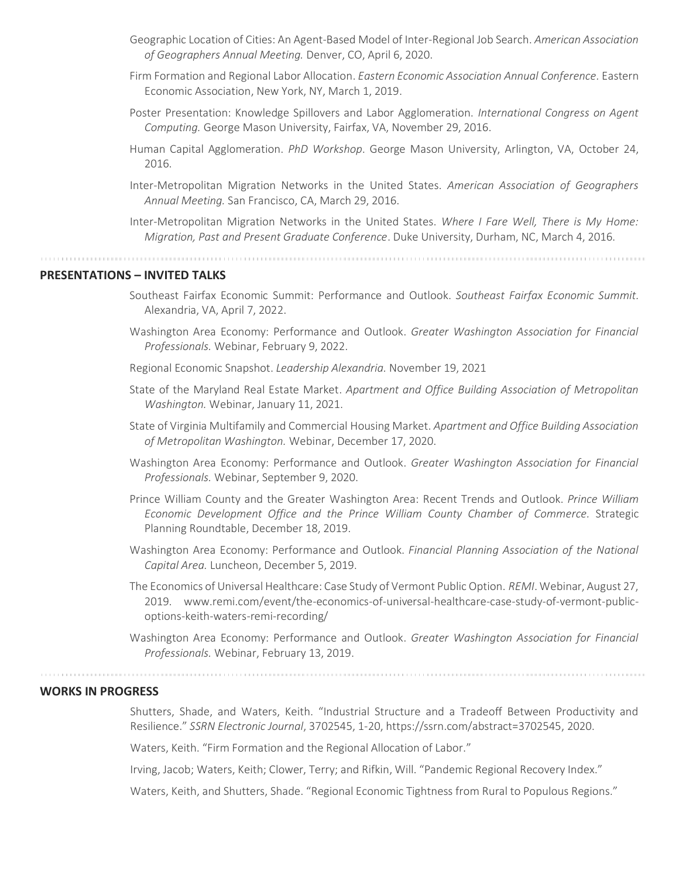Geographic Location of Cities: An Agent-Based Model of Inter-Regional Job Search. *American Association of Geographers Annual Meeting.* Denver, CO, April 6, 2020.

Firm Formation and Regional Labor Allocation. *Eastern Economic Association Annual Conference*. Eastern Economic Association, New York, NY, March 1, 2019.

Poster Presentation: Knowledge Spillovers and Labor Agglomeration. *International Congress on Agent Computing.* George Mason University, Fairfax, VA, November 29, 2016.

Human Capital Agglomeration. *PhD Workshop*. George Mason University, Arlington, VA, October 24, 2016.

Inter-Metropolitan Migration Networks in the United States. *American Association of Geographers Annual Meeting.* San Francisco, CA, March 29, 2016.

Inter-Metropolitan Migration Networks in the United States. *Where I Fare Well, There is My Home: Migration, Past and Present Graduate Conference*. Duke University, Durham, NC, March 4, 2016.

## PRESENTATIONS – INVITED TALKS

Southeast Fairfax Economic Summit: Performance and Outlook. *Southeast Fairfax Economic Summit.* Alexandria, VA, April 7, 2022.

Washington Area Economy: Performance and Outlook. *Greater Washington Association for Financial Professionals.* Webinar, February 9, 2022.

Regional Economic Snapshot. *Leadership Alexandria.* November 19, 2021

State of the Maryland Real Estate Market. *Apartment and Office Building Association of Metropolitan Washington.* Webinar, January 11, 2021.

State of Virginia Multifamily and Commercial Housing Market. *Apartment and Office Building Association of Metropolitan Washington.* Webinar, December 17, 2020.

Washington Area Economy: Performance and Outlook. *Greater Washington Association for Financial Professionals.* Webinar, September 9, 2020.

Prince William County and the Greater Washington Area: Recent Trends and Outlook. *Prince William Economic Development Office and the Prince William County Chamber of Commerce.* Strategic Planning Roundtable, December 18, 2019.

Washington Area Economy: Performance and Outlook. *Financial Planning Association of the National Capital Area.* Luncheon, December 5, 2019.

The Economics of Universal Healthcare: Case Study of Vermont Public Option. *REMI*. Webinar, August 27, 2019. www.remi.com/event/the-economics-of-universal-healthcare-case-study-of-vermont-public-options-keith-waters-remi-recording/

Washington Area Economy: Performance and Outlook. *Greater Washington Association for Financial Professionals.* Webinar, February 13, 2019.

## WORKS IN PROGRESS

Shutters, Shade, and Waters, Keith. "Industrial Structure and a Tradeoff Between Productivity and Resilience." *SSRN Electronic Journal*, 3702545, 1-20, https://ssrn.com/abstract=3702545, 2020.

Waters, Keith. "Firm Formation and the Regional Allocation of Labor."

Irving, Jacob; Waters, Keith; Clower, Terry; and Rifkin, Will. "Pandemic Regional Recovery Index."

Waters, Keith, and Shutters, Shade. "Regional Economic Tightness from Rural to Populous Regions."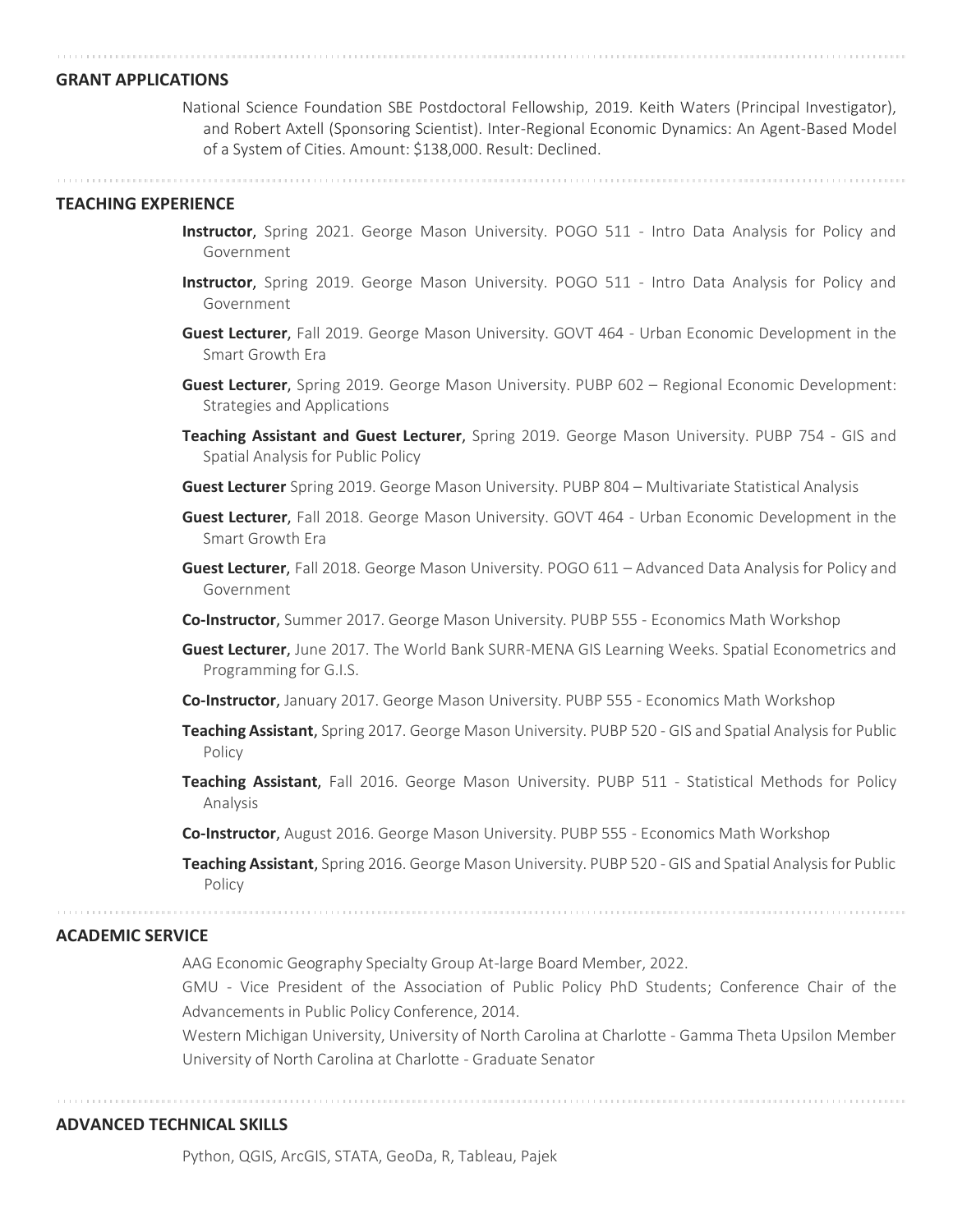## GRANT APPLICATIONS

National Science Foundation SBE Postdoctoral Fellowship, 2019. Keith Waters (Principal Investigator), and Robert Axtell (Sponsoring Scientist). Inter-Regional Economic Dynamics: An Agent-Based Model of a System of Cities. Amount: $138,000. Result: Declined.

## TEACHING EXPERIENCE

**Instructor,** Spring 2021. George Mason University. POGO 511 - Intro Data Analysis for Policy and Government

**Instructor,** Spring 2019. George Mason University. POGO 511 - Intro Data Analysis for Policy and Government

**Guest Lecturer,** Fall 2019. George Mason University. GOVT 464 - Urban Economic Development in the Smart Growth Era

**Guest Lecturer,** Spring 2019. George Mason University. PUBP 602 – Regional Economic Development: Strategies and Applications

**Teaching Assistant and Guest Lecturer,** Spring 2019. George Mason University. PUBP 754 - GIS and Spatial Analysis for Public Policy

**Guest Lecturer** Spring 2019. George Mason University. PUBP 804 – Multivariate Statistical Analysis

**Guest Lecturer,** Fall 2018. George Mason University. GOVT 464 - Urban Economic Development in the Smart Growth Era

**Guest Lecturer,** Fall 2018. George Mason University. POGO 611 – Advanced Data Analysis for Policy and Government

**Co-Instructor,** Summer 2017. George Mason University. PUBP 555 - Economics Math Workshop

**Guest Lecturer,** June 2017. The World Bank SURR-MENA GIS Learning Weeks. Spatial Econometrics and Programming for G.I.S.

**Co-Instructor,** January 2017. George Mason University. PUBP 555 - Economics Math Workshop

**Teaching Assistant,** Spring 2017. George Mason University. PUBP 520 - GIS and Spatial Analysis for Public Policy

**Teaching Assistant,** Fall 2016. George Mason University. PUBP 511 - Statistical Methods for Policy Analysis

**Co-Instructor,** August 2016. George Mason University. PUBP 555 - Economics Math Workshop

**Teaching Assistant,** Spring 2016. George Mason University. PUBP 520 - GIS and Spatial Analysis for Public Policy

## ACADEMIC SERVICE

AAG Economic Geography Specialty Group At-large Board Member, 2022.

GMU - Vice President of the Association of Public Policy PhD Students; Conference Chair of the Advancements in Public Policy Conference, 2014.

Western Michigan University, University of North Carolina at Charlotte - Gamma Theta Upsilon Member

University of North Carolina at Charlotte - Graduate Senator

## ADVANCED TECHNICAL SKILLS

Python, QGIS, ArcGIS, STATA, GeoDa, R, Tableau, Pajek